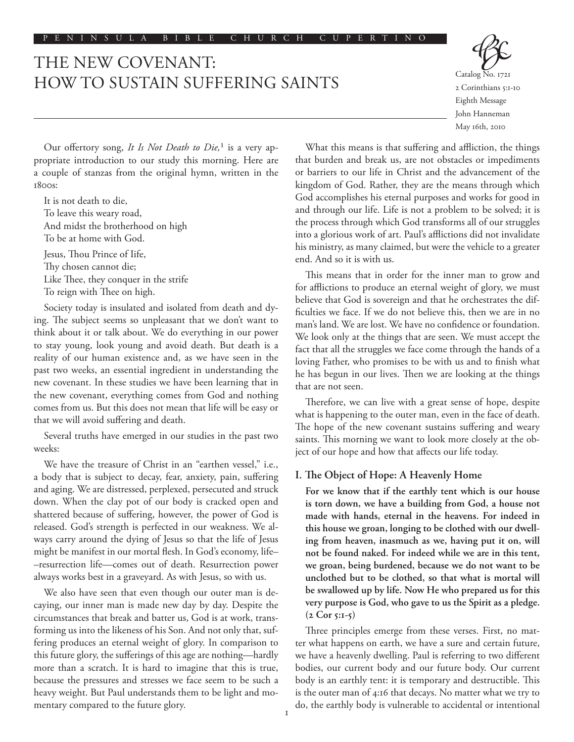PENINSULA BIBLE CHURCH CUPERTINO

# THE NEW COVENANT: HOW TO SUSTAIN SUFFERING SAINTS

Catalog No. 1721
2 Corinthians 5:1-10
Eighth Message
John Hanneman
May 16th, 2010

Our offertory song, *It Is Not Death to Die,*[1] is a very appropriate introduction to our study this morning. Here are a couple of stanzas from the original hymn, written in the 1800s:

It is not death to die,
To leave this weary road,
And midst the brotherhood on high
To be at home with God.

Jesus, Thou Prince of Iife,
Thy chosen cannot die;
Like Thee, they conquer in the strife
To reign with Thee on high.

Society today is insulated and isolated from death and dying. The subject seems so unpleasant that we don't want to think about it or talk about. We do everything in our power to stay young, look young and avoid death. But death is a reality of our human existence and, as we have seen in the past two weeks, an essential ingredient in understanding the new covenant. In these studies we have been learning that in the new covenant, everything comes from God and nothing comes from us. But this does not mean that life will be easy or that we will avoid suffering and death.

Several truths have emerged in our studies in the past two weeks:

We have the treasure of Christ in an "earthen vessel," i.e., a body that is subject to decay, fear, anxiety, pain, suffering and aging. We are distressed, perplexed, persecuted and struck down. When the clay pot of our body is cracked open and shattered because of suffering, however, the power of God is released. God's strength is perfected in our weakness. We always carry around the dying of Jesus so that the life of Jesus might be manifest in our mortal flesh. In God's economy, life––resurrection life—comes out of death. Resurrection power always works best in a graveyard. As with Jesus, so with us.

We also have seen that even though our outer man is decaying, our inner man is made new day by day. Despite the circumstances that break and batter us, God is at work, transforming us into the likeness of his Son. And not only that, suffering produces an eternal weight of glory. In comparison to this future glory, the sufferings of this age are nothing—hardly more than a scratch. It is hard to imagine that this is true, because the pressures and stresses we face seem to be such a heavy weight. But Paul understands them to be light and momentary compared to the future glory.

What this means is that suffering and affliction, the things that burden and break us, are not obstacles or impediments or barriers to our life in Christ and the advancement of the kingdom of God. Rather, they are the means through which God accomplishes his eternal purposes and works for good in and through our life. Life is not a problem to be solved; it is the process through which God transforms all of our struggles into a glorious work of art. Paul's afflictions did not invalidate his ministry, as many claimed, but were the vehicle to a greater end. And so it is with us.

This means that in order for the inner man to grow and for afflictions to produce an eternal weight of glory, we must believe that God is sovereign and that he orchestrates the difficulties we face. If we do not believe this, then we are in no man's land. We are lost. We have no confidence or foundation. We look only at the things that are seen. We must accept the fact that all the struggles we face come through the hands of a loving Father, who promises to be with us and to finish what he has begun in our lives. Then we are looking at the things that are not seen.

Therefore, we can live with a great sense of hope, despite what is happening to the outer man, even in the face of death. The hope of the new covenant sustains suffering and weary saints. This morning we want to look more closely at the object of our hope and how that affects our life today.

## I. The Object of Hope: A Heavenly Home

**For we know that if the earthly tent which is our house is torn down, we have a building from God, a house not made with hands, eternal in the heavens. For indeed in this house we groan, longing to be clothed with our dwelling from heaven, inasmuch as we, having put it on, will not be found naked. For indeed while we are in this tent, we groan, being burdened, because we do not want to be unclothed but to be clothed, so that what is mortal will be swallowed up by life. Now He who prepared us for this very purpose is God, who gave to us the Spirit as a pledge. (2 Cor 5:1-5)**

Three principles emerge from these verses. First, no matter what happens on earth, we have a sure and certain future, we have a heavenly dwelling. Paul is referring to two different bodies, our current body and our future body. Our current body is an earthly tent: it is temporary and destructible. This is the outer man of 4:16 that decays. No matter what we try to do, the earthly body is vulnerable to accidental or intentional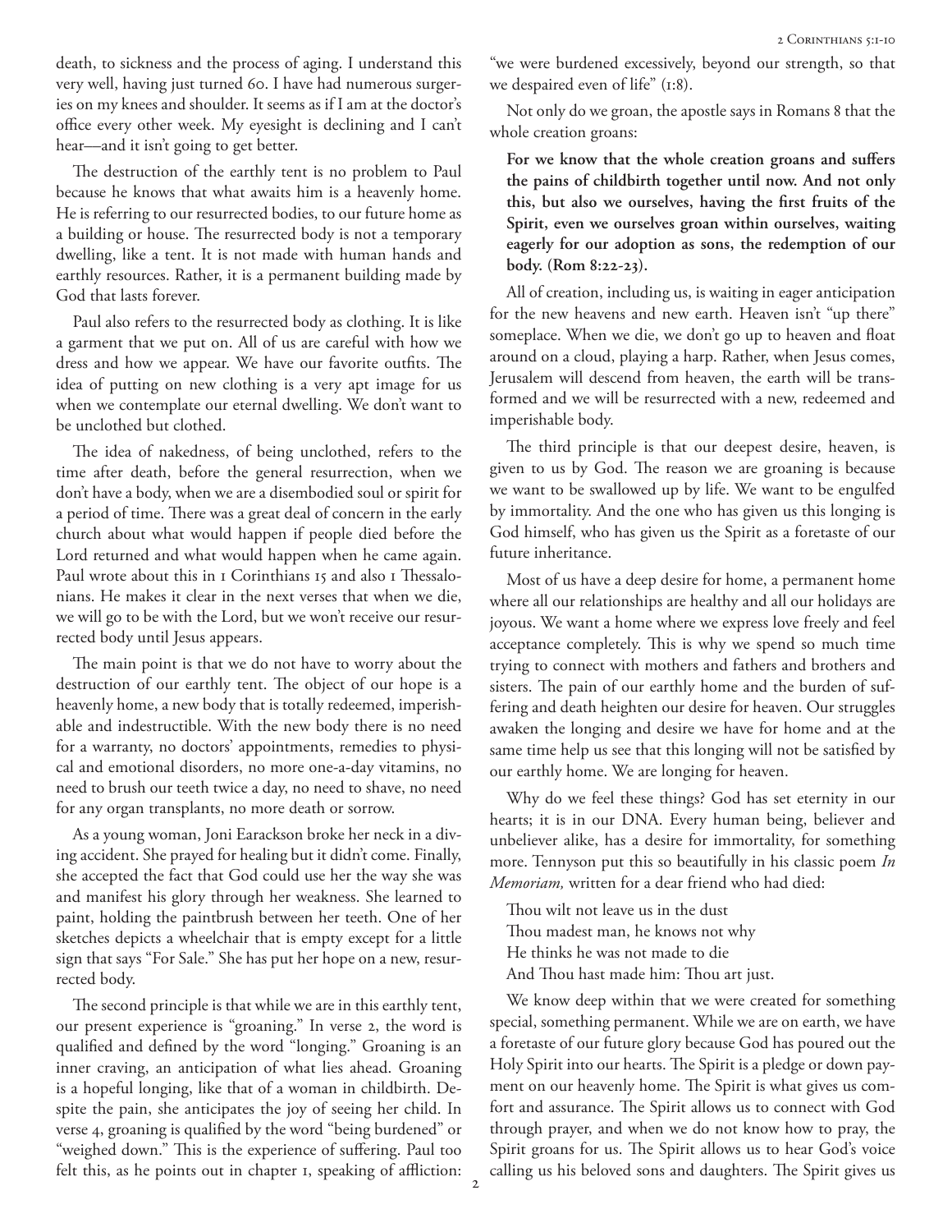death, to sickness and the process of aging. I understand this very well, having just turned 60. I have had numerous surgeries on my knees and shoulder. It seems as if I am at the doctor's office every other week. My eyesight is declining and I can't hear—and it isn't going to get better.

The destruction of the earthly tent is no problem to Paul because he knows that what awaits him is a heavenly home. He is referring to our resurrected bodies, to our future home as a building or house. The resurrected body is not a temporary dwelling, like a tent. It is not made with human hands and earthly resources. Rather, it is a permanent building made by God that lasts forever.

Paul also refers to the resurrected body as clothing. It is like a garment that we put on. All of us are careful with how we dress and how we appear. We have our favorite outfits. The idea of putting on new clothing is a very apt image for us when we contemplate our eternal dwelling. We don't want to be unclothed but clothed.

The idea of nakedness, of being unclothed, refers to the time after death, before the general resurrection, when we don't have a body, when we are a disembodied soul or spirit for a period of time. There was a great deal of concern in the early church about what would happen if people died before the Lord returned and what would happen when he came again. Paul wrote about this in 1 Corinthians 15 and also 1 Thessalonians. He makes it clear in the next verses that when we die, we will go to be with the Lord, but we won't receive our resurrected body until Jesus appears.

The main point is that we do not have to worry about the destruction of our earthly tent. The object of our hope is a heavenly home, a new body that is totally redeemed, imperishable and indestructible. With the new body there is no need for a warranty, no doctors' appointments, remedies to physical and emotional disorders, no more one-a-day vitamins, no need to brush our teeth twice a day, no need to shave, no need for any organ transplants, no more death or sorrow.

As a young woman, Joni Earackson broke her neck in a diving accident. She prayed for healing but it didn't come. Finally, she accepted the fact that God could use her the way she was and manifest his glory through her weakness. She learned to paint, holding the paintbrush between her teeth. One of her sketches depicts a wheelchair that is empty except for a little sign that says "For Sale." She has put her hope on a new, resurrected body.

The second principle is that while we are in this earthly tent, our present experience is "groaning." In verse 2, the word is qualified and defined by the word "longing." Groaning is an inner craving, an anticipation of what lies ahead. Groaning is a hopeful longing, like that of a woman in childbirth. Despite the pain, she anticipates the joy of seeing her child. In verse 4, groaning is qualified by the word "being burdened" or "weighed down." This is the experience of suffering. Paul too felt this, as he points out in chapter 1, speaking of affliction: "we were burdened excessively, beyond our strength, so that we despaired even of life" (1:8).

Not only do we groan, the apostle says in Romans 8 that the whole creation groans:

> **For we know that the whole creation groans and suffers the pains of childbirth together until now. And not only this, but also we ourselves, having the first fruits of the Spirit, even we ourselves groan within ourselves, waiting eagerly for our adoption as sons, the redemption of our body. (Rom 8:22-23).**

All of creation, including us, is waiting in eager anticipation for the new heavens and new earth. Heaven isn't "up there" someplace. When we die, we don't go up to heaven and float around on a cloud, playing a harp. Rather, when Jesus comes, Jerusalem will descend from heaven, the earth will be transformed and we will be resurrected with a new, redeemed and imperishable body.

The third principle is that our deepest desire, heaven, is given to us by God. The reason we are groaning is because we want to be swallowed up by life. We want to be engulfed by immortality. And the one who has given us this longing is God himself, who has given us the Spirit as a foretaste of our future inheritance.

Most of us have a deep desire for home, a permanent home where all our relationships are healthy and all our holidays are joyous. We want a home where we express love freely and feel acceptance completely. This is why we spend so much time trying to connect with mothers and fathers and brothers and sisters. The pain of our earthly home and the burden of suffering and death heighten our desire for heaven. Our struggles awaken the longing and desire we have for home and at the same time help us see that this longing will not be satisfied by our earthly home. We are longing for heaven.

Why do we feel these things? God has set eternity in our hearts; it is in our DNA. Every human being, believer and unbeliever alike, has a desire for immortality, for something more. Tennyson put this so beautifully in his classic poem *In Memoriam,* written for a dear friend who had died:

> Thou wilt not leave us in the dust
> Thou madest man, he knows not why
> He thinks he was not made to die
> And Thou hast made him: Thou art just.

We know deep within that we were created for something special, something permanent. While we are on earth, we have a foretaste of our future glory because God has poured out the Holy Spirit into our hearts. The Spirit is a pledge or down payment on our heavenly home. The Spirit is what gives us comfort and assurance. The Spirit allows us to connect with God through prayer, and when we do not know how to pray, the Spirit groans for us. The Spirit allows us to hear God's voice calling us his beloved sons and daughters. The Spirit gives us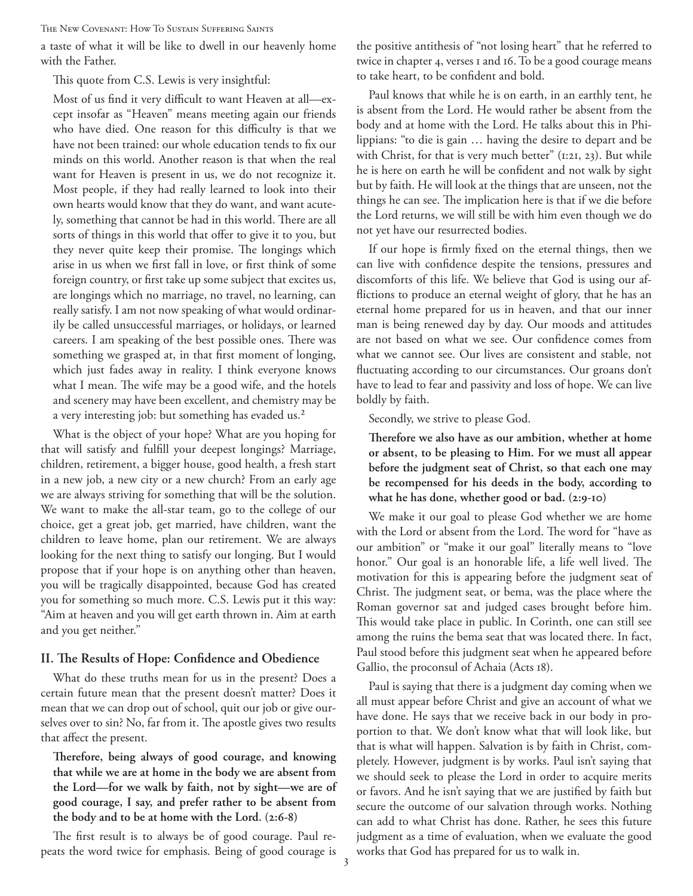a taste of what it will be like to dwell in our heavenly home with the Father.

This quote from C.S. Lewis is very insightful:

> Most of us find it very difficult to want Heaven at all—except insofar as "Heaven" means meeting again our friends who have died. One reason for this difficulty is that we have not been trained: our whole education tends to fix our minds on this world. Another reason is that when the real want for Heaven is present in us, we do not recognize it. Most people, if they had really learned to look into their own hearts would know that they do want, and want acutely, something that cannot be had in this world. There are all sorts of things in this world that offer to give it to you, but they never quite keep their promise. The longings which arise in us when we first fall in love, or first think of some foreign country, or first take up some subject that excites us, are longings which no marriage, no travel, no learning, can really satisfy. I am not now speaking of what would ordinarily be called unsuccessful marriages, or holidays, or learned careers. I am speaking of the best possible ones. There was something we grasped at, in that first moment of longing, which just fades away in reality. I think everyone knows what I mean. The wife may be a good wife, and the hotels and scenery may have been excellent, and chemistry may be a very interesting job: but something has evaded us.[2]

What is the object of your hope? What are you hoping for that will satisfy and fulfill your deepest longings? Marriage, children, retirement, a bigger house, good health, a fresh start in a new job, a new city or a new church? From an early age we are always striving for something that will be the solution. We want to make the all-star team, go to the college of our choice, get a great job, get married, have children, want the children to leave home, plan our retirement. We are always looking for the next thing to satisfy our longing. But I would propose that if your hope is on anything other than heaven, you will be tragically disappointed, because God has created you for something so much more. C.S. Lewis put it this way: "Aim at heaven and you will get earth thrown in. Aim at earth and you get neither."

## II. The Results of Hope: Confidence and Obedience

What do these truths mean for us in the present? Does a certain future mean that the present doesn't matter? Does it mean that we can drop out of school, quit our job or give ourselves over to sin? No, far from it. The apostle gives two results that affect the present.

> **Therefore, being always of good courage, and knowing that while we are at home in the body we are absent from the Lord—for we walk by faith, not by sight—we are of good courage, I say, and prefer rather to be absent from the body and to be at home with the Lord. (2:6-8)**

The first result is to always be of good courage. Paul repeats the word twice for emphasis. Being of good courage is the positive antithesis of "not losing heart" that he referred to twice in chapter 4, verses 1 and 16. To be a good courage means to take heart, to be confident and bold.

Paul knows that while he is on earth, in an earthly tent, he is absent from the Lord. He would rather be absent from the body and at home with the Lord. He talks about this in Philippians: "to die is gain … having the desire to depart and be with Christ, for that is very much better" (1:21, 23). But while he is here on earth he will be confident and not walk by sight but by faith. He will look at the things that are unseen, not the things he can see. The implication here is that if we die before the Lord returns, we will still be with him even though we do not yet have our resurrected bodies.

If our hope is firmly fixed on the eternal things, then we can live with confidence despite the tensions, pressures and discomforts of this life. We believe that God is using our afflictions to produce an eternal weight of glory, that he has an eternal home prepared for us in heaven, and that our inner man is being renewed day by day. Our moods and attitudes are not based on what we see. Our confidence comes from what we cannot see. Our lives are consistent and stable, not fluctuating according to our circumstances. Our groans don't have to lead to fear and passivity and loss of hope. We can live boldly by faith.

Secondly, we strive to please God.

> **Therefore we also have as our ambition, whether at home or absent, to be pleasing to Him. For we must all appear before the judgment seat of Christ, so that each one may be recompensed for his deeds in the body, according to what he has done, whether good or bad. (2:9-10)**

We make it our goal to please God whether we are home with the Lord or absent from the Lord. The word for "have as our ambition" or "make it our goal" literally means to "love honor." Our goal is an honorable life, a life well lived. The motivation for this is appearing before the judgment seat of Christ. The judgment seat, or bema, was the place where the Roman governor sat and judged cases brought before him. This would take place in public. In Corinth, one can still see among the ruins the bema seat that was located there. In fact, Paul stood before this judgment seat when he appeared before Gallio, the proconsul of Achaia (Acts 18).

Paul is saying that there is a judgment day coming when we all must appear before Christ and give an account of what we have done. He says that we receive back in our body in proportion to that. We don't know what that will look like, but that is what will happen. Salvation is by faith in Christ, completely. However, judgment is by works. Paul isn't saying that we should seek to please the Lord in order to acquire merits or favors. And he isn't saying that we are justified by faith but secure the outcome of our salvation through works. Nothing can add to what Christ has done. Rather, he sees this future judgment as a time of evaluation, when we evaluate the good works that God has prepared for us to walk in.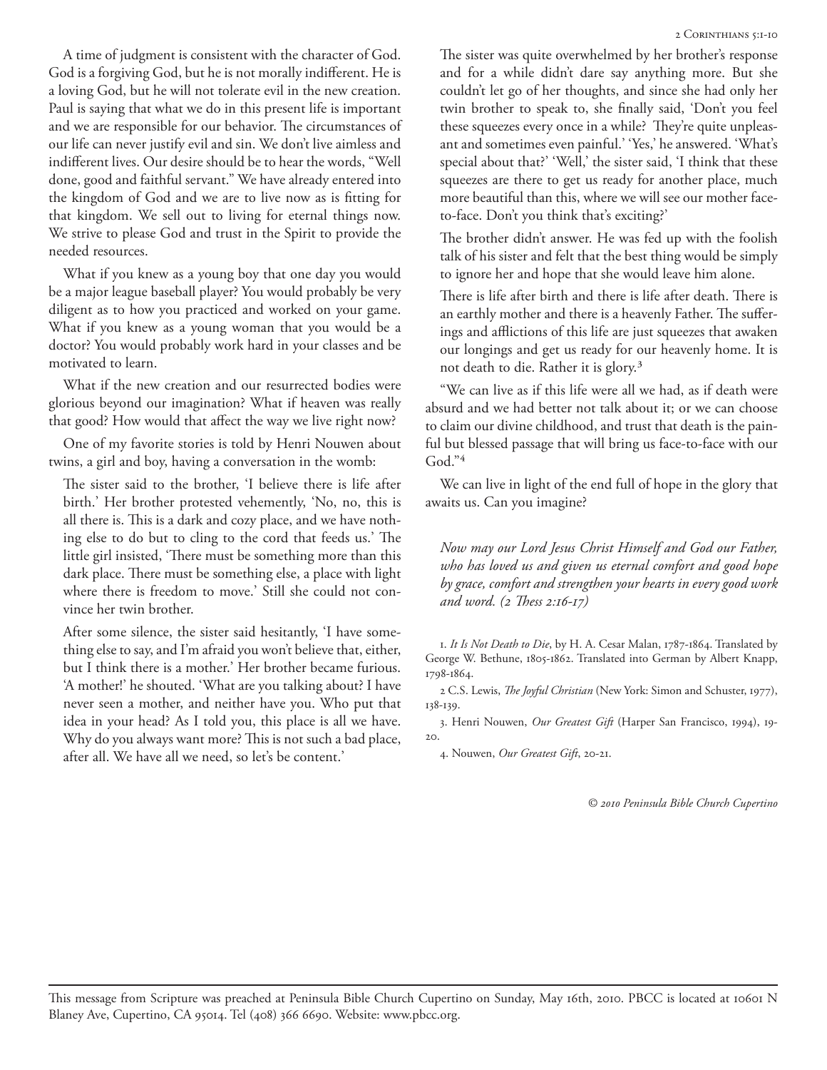A time of judgment is consistent with the character of God. God is a forgiving God, but he is not morally indifferent. He is a loving God, but he will not tolerate evil in the new creation. Paul is saying that what we do in this present life is important and we are responsible for our behavior. The circumstances of our life can never justify evil and sin. We don't live aimless and indifferent lives. Our desire should be to hear the words, "Well done, good and faithful servant." We have already entered into the kingdom of God and we are to live now as is fitting for that kingdom. We sell out to living for eternal things now. We strive to please God and trust in the Spirit to provide the needed resources.

What if you knew as a young boy that one day you would be a major league baseball player? You would probably be very diligent as to how you practiced and worked on your game. What if you knew as a young woman that you would be a doctor? You would probably work hard in your classes and be motivated to learn.

What if the new creation and our resurrected bodies were glorious beyond our imagination? What if heaven was really that good? How would that affect the way we live right now?

One of my favorite stories is told by Henri Nouwen about twins, a girl and boy, having a conversation in the womb:

> The sister said to the brother, 'I believe there is life after birth.' Her brother protested vehemently, 'No, no, this is all there is. This is a dark and cozy place, and we have nothing else to do but to cling to the cord that feeds us.' The little girl insisted, 'There must be something more than this dark place. There must be something else, a place with light where there is freedom to move.' Still she could not convince her twin brother.
>
> After some silence, the sister said hesitantly, 'I have something else to say, and I'm afraid you won't believe that, either, but I think there is a mother.' Her brother became furious. 'A mother!' he shouted. 'What are you talking about? I have never seen a mother, and neither have you. Who put that idea in your head? As I told you, this place is all we have. Why do you always want more? This is not such a bad place, after all. We have all we need, so let's be content.'
>
> The sister was quite overwhelmed by her brother's response and for a while didn't dare say anything more. But she couldn't let go of her thoughts, and since she had only her twin brother to speak to, she finally said, 'Don't you feel these squeezes every once in a while? They're quite unpleasant and sometimes even painful.' 'Yes,' he answered. 'What's special about that?' 'Well,' the sister said, 'I think that these squeezes are there to get us ready for another place, much more beautiful than this, where we will see our mother face-to-face. Don't you think that's exciting?'
>
> The brother didn't answer. He was fed up with the foolish talk of his sister and felt that the best thing would be simply to ignore her and hope that she would leave him alone.
>
> There is life after birth and there is life after death. There is an earthly mother and there is a heavenly Father. The sufferings and afflictions of this life are just squeezes that awaken our longings and get us ready for our heavenly home. It is not death to die. Rather it is glory.[3]

"We can live as if this life were all we had, as if death were absurd and we had better not talk about it; or we can choose to claim our divine childhood, and trust that death is the painful but blessed passage that will bring us face-to-face with our God."[4]

We can live in light of the end full of hope in the glory that awaits us. Can you imagine?

> *Now may our Lord Jesus Christ Himself and God our Father, who has loved us and given us eternal comfort and good hope by grace, comfort and strengthen your hearts in every good work and word. (2 Thess 2:16-17)*

1. *It Is Not Death to Die*, by H. A. Cesar Malan, 1787-1864. Translated by George W. Bethune, 1805-1862. Translated into German by Albert Knapp, 1798-1864.

2 C.S. Lewis, *The Joyful Christian* (New York: Simon and Schuster, 1977), 138-139.

3. Henri Nouwen, *Our Greatest Gift* (Harper San Francisco, 1994), 19-20.

4. Nouwen, *Our Greatest Gift*, 20-21.

*© 2010 Peninsula Bible Church Cupertino*

This message from Scripture was preached at Peninsula Bible Church Cupertino on Sunday, May 16th, 2010. PBCC is located at 10601 N Blaney Ave, Cupertino, CA 95014. Tel (408) 366 6690. Website: www.pbcc.org.